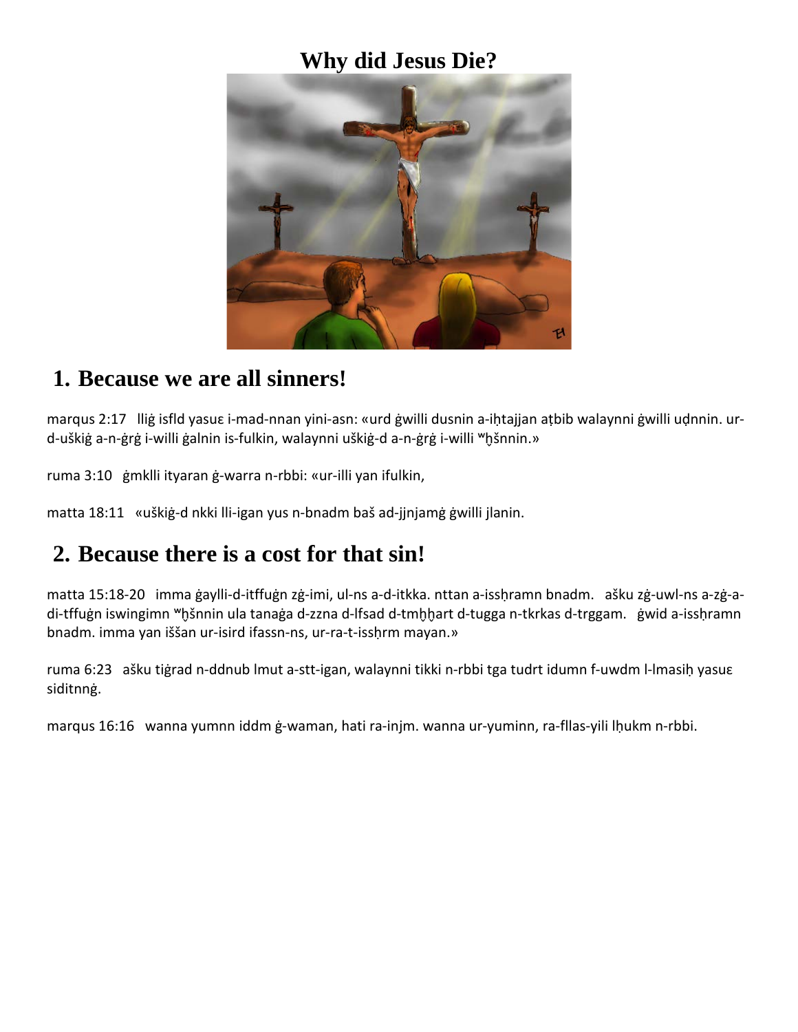# Why did Jesus Die?

## 1. Because we are all sinners!

marqus 2:17 lliġ isfld yasuɛ i-mad-nnan yini-asn: «urd ġwilli dusnin a-iḥtajjan aṭbib walaynni ġwilli uḍnnin. ur-d-uškiġ a-n-ġrġ i-willi ġalnin is-fulkin, walaynni uškiġ-d a-n-ġrġ i-willi ʷẖšnnin.»

ruma 3:10 ġmklli ityaran ġ-warra n-rbbi: «ur-illi yan ifulkin,

matta 18:11 «uškiġ-d nkki lli-igan yus n-bnadm baš ad-jjnjamġ ġwilli jlanin.

## 2. Because there is a cost for that sin!

matta 15:18-20 imma ġaylli-d-itffuġn zġ-imi, ul-ns a-d-itkka. nttan a-issḥramn bnadm. ašku zġ-uwl-ns a-zġ-a-di-tffuġn iswingimn ʷẖšnnin ula tanaġa d-zzna d-lfsad d-tmẖẖart d-tugga n-tkrkas d-trggam. ġwid a-issḥramn bnadm. imma yan iššan ur-isird ifassn-ns, ur-ra-t-issḥrm mayan.»

ruma 6:23 ašku tiġrad n-ddnub lmut a-stt-igan, walaynni tikki n-rbbi tga tudrt idumn f-uwdm l-lmasiḥ yasuɛ siditnnġ.

marqus 16:16 wanna yumnn iddm ġ-waman, hati ra-injm. wanna ur-yuminn, ra-fllas-yili lḥukm n-rbbi.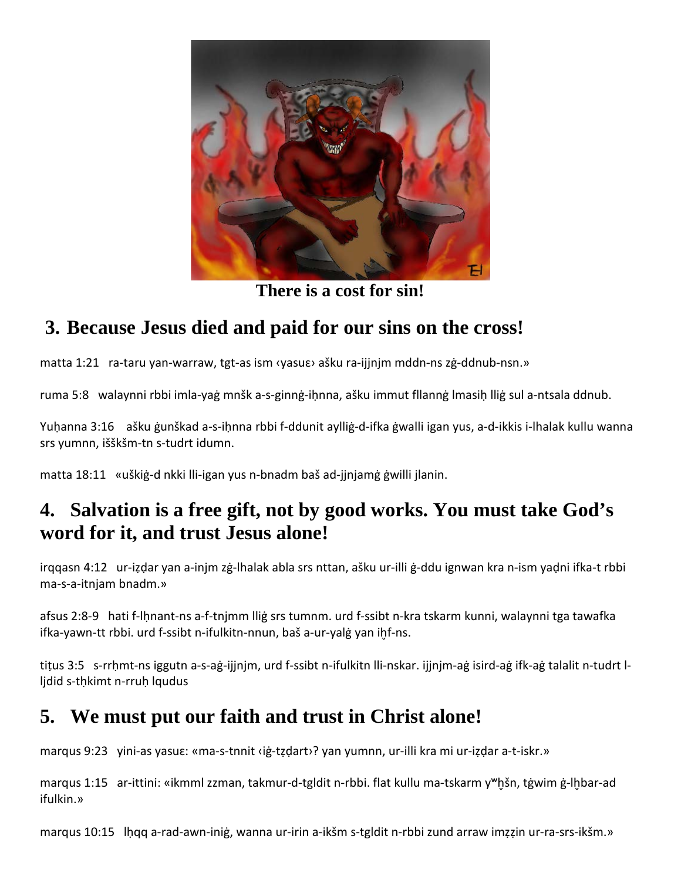There is a cost for sin!

## 3. Because Jesus died and paid for our sins on the cross!

matta 1:21   ra-taru yan-warraw, tgt-as ism ‹yasuɛ› ašku ra-ijjnjm mddn-ns zġ-ddnub-nsn.»

ruma 5:8   walaynni rbbi imla-yaġ mnšk a-s-ginnġ-iḥnna, ašku immut fllannġ lmasiḥ lliġ sul a-ntsala ddnub.

Yuḥanna 3:16   ašku ġunškad a-s-iḥnna rbbi f-ddunit aylliġ-d-ifka ġwalli igan yus, a-d-ikkis i-lhalak kullu wanna srs yumnn, iššksm-tn s-tudrt idumn.

matta 18:11   «uškiġ-d nkki lli-igan yus n-bnadm baš ad-jjnjamġ ġwilli jlanin.

## 4. Salvation is a free gift, not by good works. You must take God's word for it, and trust Jesus alone!

irqqasn 4:12   ur-iẓḍar yan a-injm zġ-lhalak abla srs nttan, ašku ur-illi ġ-ddu ignwan kra n-ism yaḍni ifka-t rbbi ma-s-a-itnjam bnadm.»

afsus 2:8-9   hati f-lḥnant-ns a-f-tnjmm lliġ srs tumnm. urd f-ssibt n-kra tskarm kunni, walaynni tga tawafka ifka-yawn-tt rbbi. urd f-ssibt n-ifulkitn-nnun, baš a-ur-yalġ yan iḫf-ns.

tiṭus 3:5   s-rrḥmt-ns iggutn a-s-aġ-ijjnjm, urd f-ssibt n-ifulkitn lli-nskar. ijjnjm-aġ isird-aġ ifk-aġ talalit n-tudrt l-ljdid s-tḥkimt n-rruḥ lqudus

## 5. We must put our faith and trust in Christ alone!

marqus 9:23   yini-as yasuɛ: «ma-s-tnnit ‹iġ-tẓḍart›? yan yumnn, ur-illi kra mi ur-iẓḍar a-t-iskr.»

marqus 1:15   ar-ittini: «ikmml zzman, takmur-d-tgldit n-rbbi. flat kullu ma-tskarm yʷḫšn, tġwim ġ-lḫbar-ad ifulkin.»

marqus 10:15   lḥqq a-rad-awn-iniġ, wanna ur-irin a-ikšm s-tgldit n-rbbi zund arraw imẓẓin ur-ra-srs-ikšm.»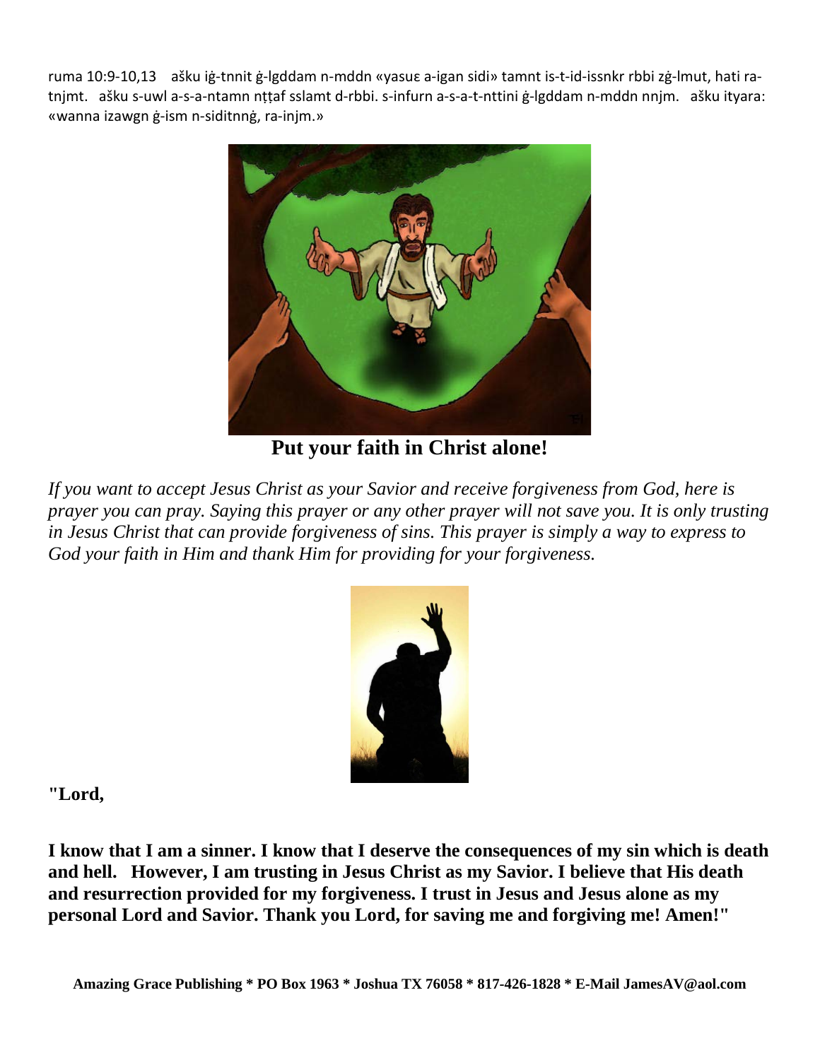ruma 10:9-10,13   ašku iġ-tnnit ġ-lgddam n-mddn «yasuɛ a-igan sidi» tamnt is-t-id-issnkr rbbi zġ-lmut, hati ra-tnjmt.   ašku s-uwl a-s-a-ntamn nṭṭaf sslamt d-rbbi. s-infurn a-s-a-t-nttini ġ-lgddam n-mddn nnjm.   ašku ityara: «wanna izawgn ġ-ism n-siditnnġ, ra-injm.»

**Put your faith in Christ alone!**

*If you want to accept Jesus Christ as your Savior and receive forgiveness from God, here is prayer you can pray. Saying this prayer or any other prayer will not save you. It is only trusting in Jesus Christ that can provide forgiveness of sins. This prayer is simply a way to express to God your faith in Him and thank Him for providing for your forgiveness.*

**"Lord,**

**I know that I am a sinner. I know that I deserve the consequences of my sin which is death and hell.   However, I am trusting in Jesus Christ as my Savior. I believe that His death and resurrection provided for my forgiveness. I trust in Jesus and Jesus alone as my personal Lord and Savior. Thank you Lord, for saving me and forgiving me! Amen!"**

**Amazing Grace Publishing * PO Box 1963 * Joshua TX 76058 * 817-426-1828 * E-Mail JamesAV@aol.com**